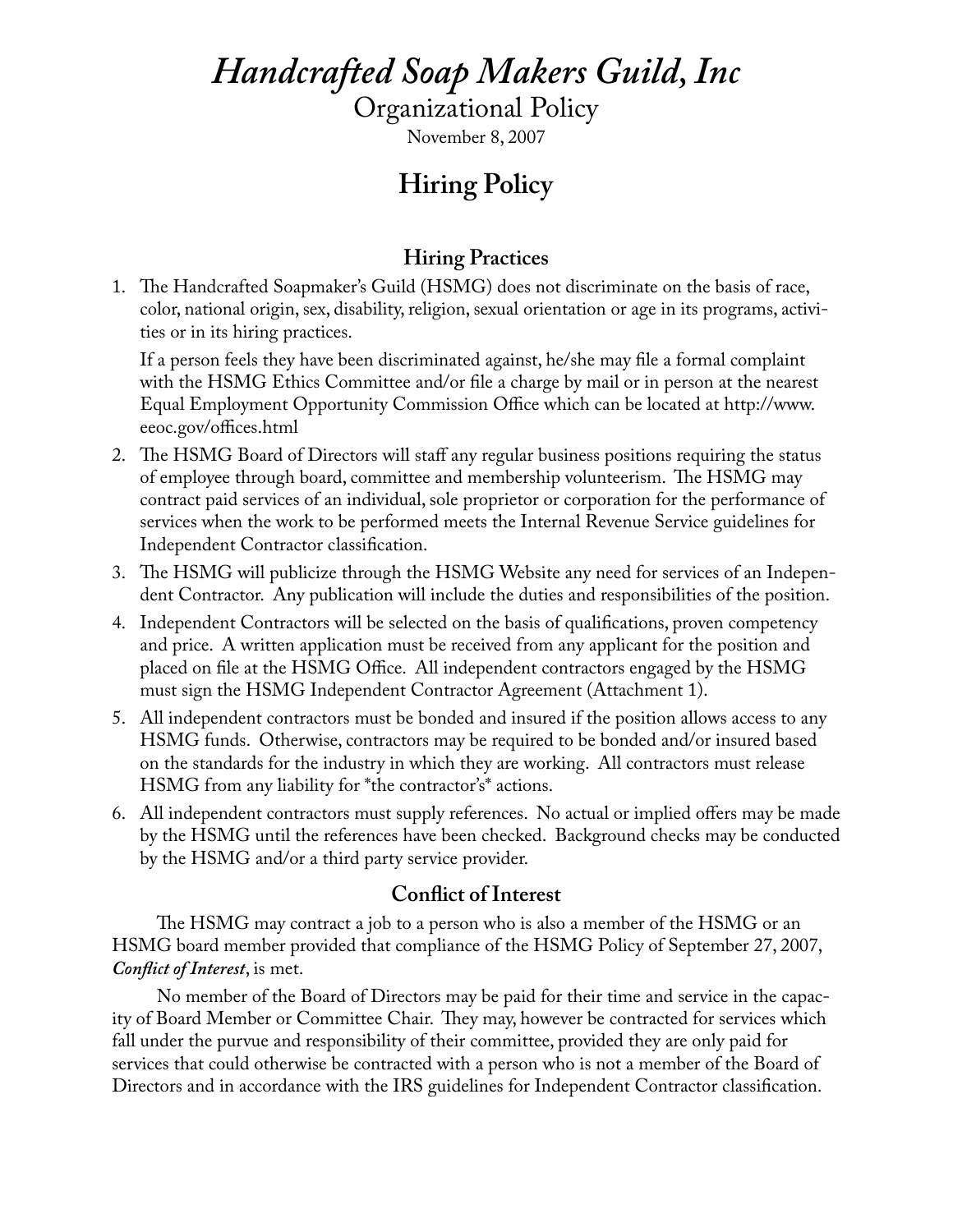# *Handcrafted Soap Makers Guild, Inc*

Organizational Policy

November 8, 2007

## Hiring Policy

### Hiring Practices

1. The Handcrafted Soapmaker's Guild (HSMG) does not discriminate on the basis of race, color, national origin, sex, disability, religion, sexual orientation or age in its programs, activities or in its hiring practices.

   If a person feels they have been discriminated against, he/she may file a formal complaint with the HSMG Ethics Committee and/or file a charge by mail or in person at the nearest Equal Employment Opportunity Commission Office which can be located at http://www.eeoc.gov/offices.html

2. The HSMG Board of Directors will staff any regular business positions requiring the status of employee through board, committee and membership volunteerism. The HSMG may contract paid services of an individual, sole proprietor or corporation for the performance of services when the work to be performed meets the Internal Revenue Service guidelines for Independent Contractor classification.
3. The HSMG will publicize through the HSMG Website any need for services of an Independent Contractor. Any publication will include the duties and responsibilities of the position.
4. Independent Contractors will be selected on the basis of qualifications, proven competency and price. A written application must be received from any applicant for the position and placed on file at the HSMG Office. All independent contractors engaged by the HSMG must sign the HSMG Independent Contractor Agreement (Attachment 1).
5. All independent contractors must be bonded and insured if the position allows access to any HSMG funds. Otherwise, contractors may be required to be bonded and/or insured based on the standards for the industry in which they are working. All contractors must release HSMG from any liability for *the contractor's* actions.
6. All independent contractors must supply references. No actual or implied offers may be made by the HSMG until the references have been checked. Background checks may be conducted by the HSMG and/or a third party service provider.

### Conflict of Interest

The HSMG may contract a job to a person who is also a member of the HSMG or an HSMG board member provided that compliance of the HSMG Policy of September 27, 2007, ***Conflict of Interest***, is met.

No member of the Board of Directors may be paid for their time and service in the capacity of Board Member or Committee Chair. They may, however be contracted for services which fall under the purvue and responsibility of their committee, provided they are only paid for services that could otherwise be contracted with a person who is not a member of the Board of Directors and in accordance with the IRS guidelines for Independent Contractor classification.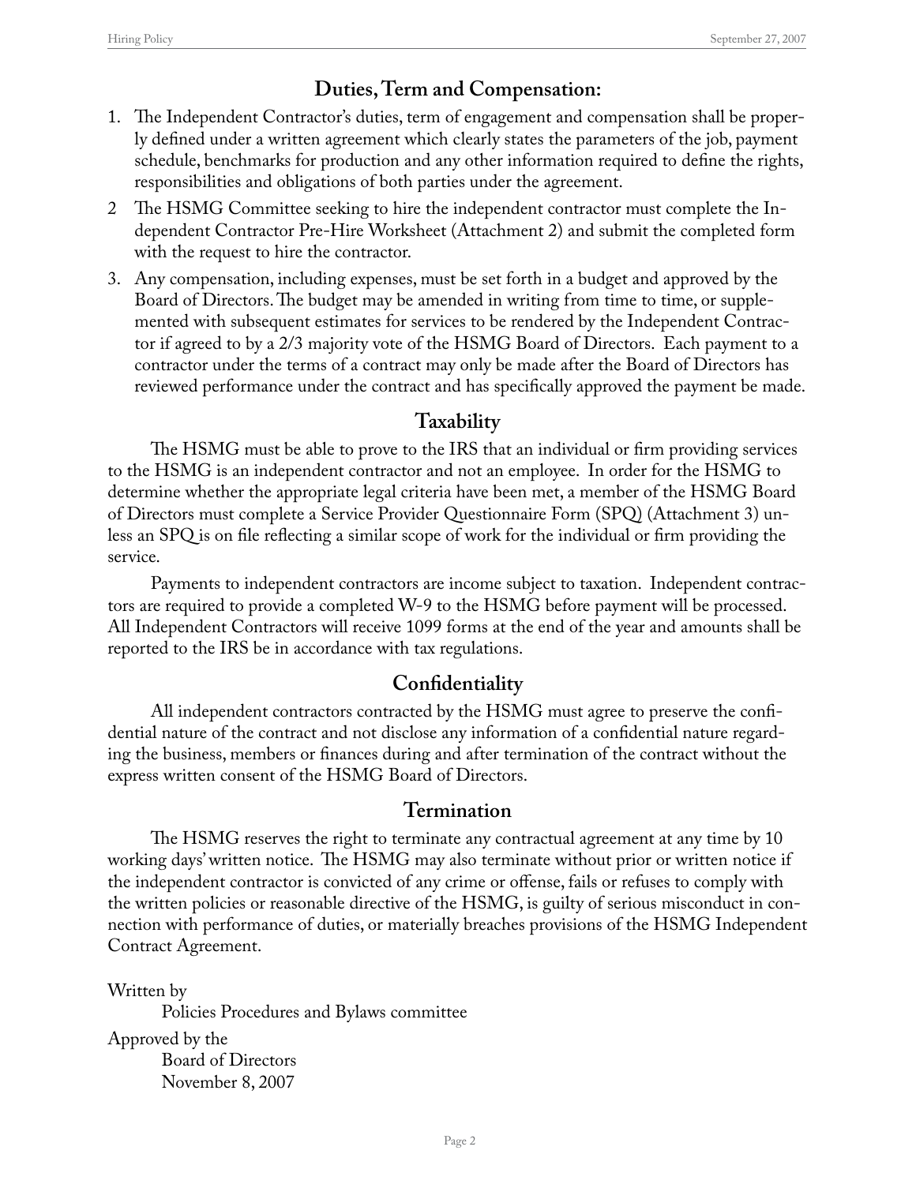## Duties, Term and Compensation:

1. The Independent Contractor's duties, term of engagement and compensation shall be properly defined under a written agreement which clearly states the parameters of the job, payment schedule, benchmarks for production and any other information required to define the rights, responsibilities and obligations of both parties under the agreement.
2. The HSMG Committee seeking to hire the independent contractor must complete the Independent Contractor Pre-Hire Worksheet (Attachment 2) and submit the completed form with the request to hire the contractor.
3. Any compensation, including expenses, must be set forth in a budget and approved by the Board of Directors. The budget may be amended in writing from time to time, or supplemented with subsequent estimates for services to be rendered by the Independent Contractor if agreed to by a 2/3 majority vote of the HSMG Board of Directors. Each payment to a contractor under the terms of a contract may only be made after the Board of Directors has reviewed performance under the contract and has specifically approved the payment be made.

## Taxability

The HSMG must be able to prove to the IRS that an individual or firm providing services to the HSMG is an independent contractor and not an employee. In order for the HSMG to determine whether the appropriate legal criteria have been met, a member of the HSMG Board of Directors must complete a Service Provider Questionnaire Form (SPQ) (Attachment 3) unless an SPQ is on file reflecting a similar scope of work for the individual or firm providing the service.

Payments to independent contractors are income subject to taxation. Independent contractors are required to provide a completed W-9 to the HSMG before payment will be processed. All Independent Contractors will receive 1099 forms at the end of the year and amounts shall be reported to the IRS be in accordance with tax regulations.

## Confidentiality

All independent contractors contracted by the HSMG must agree to preserve the confidential nature of the contract and not disclose any information of a confidential nature regarding the business, members or finances during and after termination of the contract without the express written consent of the HSMG Board of Directors.

## Termination

The HSMG reserves the right to terminate any contractual agreement at any time by 10 working days' written notice. The HSMG may also terminate without prior or written notice if the independent contractor is convicted of any crime or offense, fails or refuses to comply with the written policies or reasonable directive of the HSMG, is guilty of serious misconduct in connection with performance of duties, or materially breaches provisions of the HSMG Independent Contract Agreement.

Written by
Policies Procedures and Bylaws committee

Approved by the
Board of Directors
November 8, 2007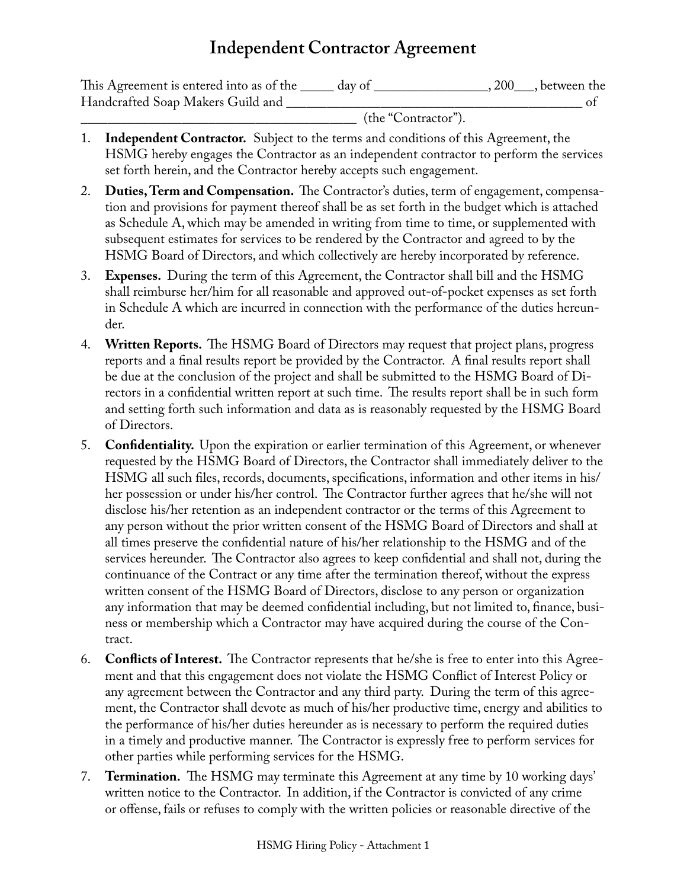# Independent Contractor Agreement

This Agreement is entered into as of the _____ day of _________________, 200___, between the Handcrafted Soap Makers Guild and ___________________________________________ of ________________________________________ (the "Contractor").

1. **Independent Contractor.** Subject to the terms and conditions of this Agreement, the HSMG hereby engages the Contractor as an independent contractor to perform the services set forth herein, and the Contractor hereby accepts such engagement.

2. **Duties, Term and Compensation.** The Contractor's duties, term of engagement, compensation and provisions for payment thereof shall be as set forth in the budget which is attached as Schedule A, which may be amended in writing from time to time, or supplemented with subsequent estimates for services to be rendered by the Contractor and agreed to by the HSMG Board of Directors, and which collectively are hereby incorporated by reference.

3. **Expenses.** During the term of this Agreement, the Contractor shall bill and the HSMG shall reimburse her/him for all reasonable and approved out-of-pocket expenses as set forth in Schedule A which are incurred in connection with the performance of the duties hereunder.

4. **Written Reports.** The HSMG Board of Directors may request that project plans, progress reports and a final results report be provided by the Contractor. A final results report shall be due at the conclusion of the project and shall be submitted to the HSMG Board of Directors in a confidential written report at such time. The results report shall be in such form and setting forth such information and data as is reasonably requested by the HSMG Board of Directors.

5. **Confidentiality.** Upon the expiration or earlier termination of this Agreement, or whenever requested by the HSMG Board of Directors, the Contractor shall immediately deliver to the HSMG all such files, records, documents, specifications, information and other items in his/her possession or under his/her control. The Contractor further agrees that he/she will not disclose his/her retention as an independent contractor or the terms of this Agreement to any person without the prior written consent of the HSMG Board of Directors and shall at all times preserve the confidential nature of his/her relationship to the HSMG and of the services hereunder. The Contractor also agrees to keep confidential and shall not, during the continuance of the Contract or any time after the termination thereof, without the express written consent of the HSMG Board of Directors, disclose to any person or organization any information that may be deemed confidential including, but not limited to, finance, business or membership which a Contractor may have acquired during the course of the Contract.

6. **Conflicts of Interest.** The Contractor represents that he/she is free to enter into this Agreement and that this engagement does not violate the HSMG Conflict of Interest Policy or any agreement between the Contractor and any third party. During the term of this agreement, the Contractor shall devote as much of his/her productive time, energy and abilities to the performance of his/her duties hereunder as is necessary to perform the required duties in a timely and productive manner. The Contractor is expressly free to perform services for other parties while performing services for the HSMG.

7. **Termination.** The HSMG may terminate this Agreement at any time by 10 working days' written notice to the Contractor. In addition, if the Contractor is convicted of any crime or offense, fails or refuses to comply with the written policies or reasonable directive of the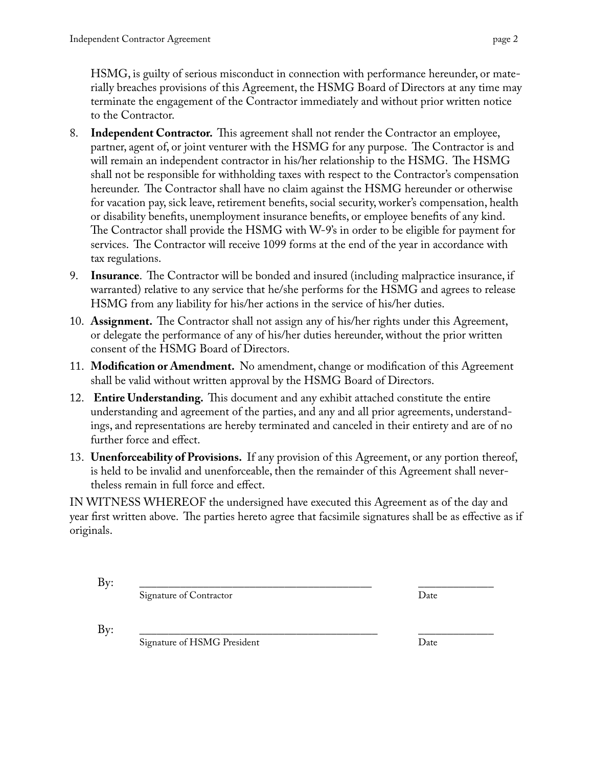HSMG, is guilty of serious misconduct in connection with performance hereunder, or materially breaches provisions of this Agreement, the HSMG Board of Directors at any time may terminate the engagement of the Contractor immediately and without prior written notice to the Contractor.

8. **Independent Contractor.** This agreement shall not render the Contractor an employee, partner, agent of, or joint venturer with the HSMG for any purpose. The Contractor is and will remain an independent contractor in his/her relationship to the HSMG. The HSMG shall not be responsible for withholding taxes with respect to the Contractor's compensation hereunder. The Contractor shall have no claim against the HSMG hereunder or otherwise for vacation pay, sick leave, retirement benefits, social security, worker's compensation, health or disability benefits, unemployment insurance benefits, or employee benefits of any kind. The Contractor shall provide the HSMG with W-9's in order to be eligible for payment for services. The Contractor will receive 1099 forms at the end of the year in accordance with tax regulations.
9. **Insurance**. The Contractor will be bonded and insured (including malpractice insurance, if warranted) relative to any service that he/she performs for the HSMG and agrees to release HSMG from any liability for his/her actions in the service of his/her duties.
10. **Assignment.** The Contractor shall not assign any of his/her rights under this Agreement, or delegate the performance of any of his/her duties hereunder, without the prior written consent of the HSMG Board of Directors.
11. **Modification or Amendment.** No amendment, change or modification of this Agreement shall be valid without written approval by the HSMG Board of Directors.
12. **Entire Understanding.** This document and any exhibit attached constitute the entire understanding and agreement of the parties, and any and all prior agreements, understandings, and representations are hereby terminated and canceled in their entirety and are of no further force and effect.
13. **Unenforceability of Provisions.** If any provision of this Agreement, or any portion thereof, is held to be invalid and unenforceable, then the remainder of this Agreement shall nevertheless remain in full force and effect.

IN WITNESS WHEREOF the undersigned have executed this Agreement as of the day and year first written above. The parties hereto agree that facsimile signatures shall be as effective as if originals.

By: ____________________________________________ ______________

Signature of Contractor Date

By: ____________________________________________ ______________

Signature of HSMG President Date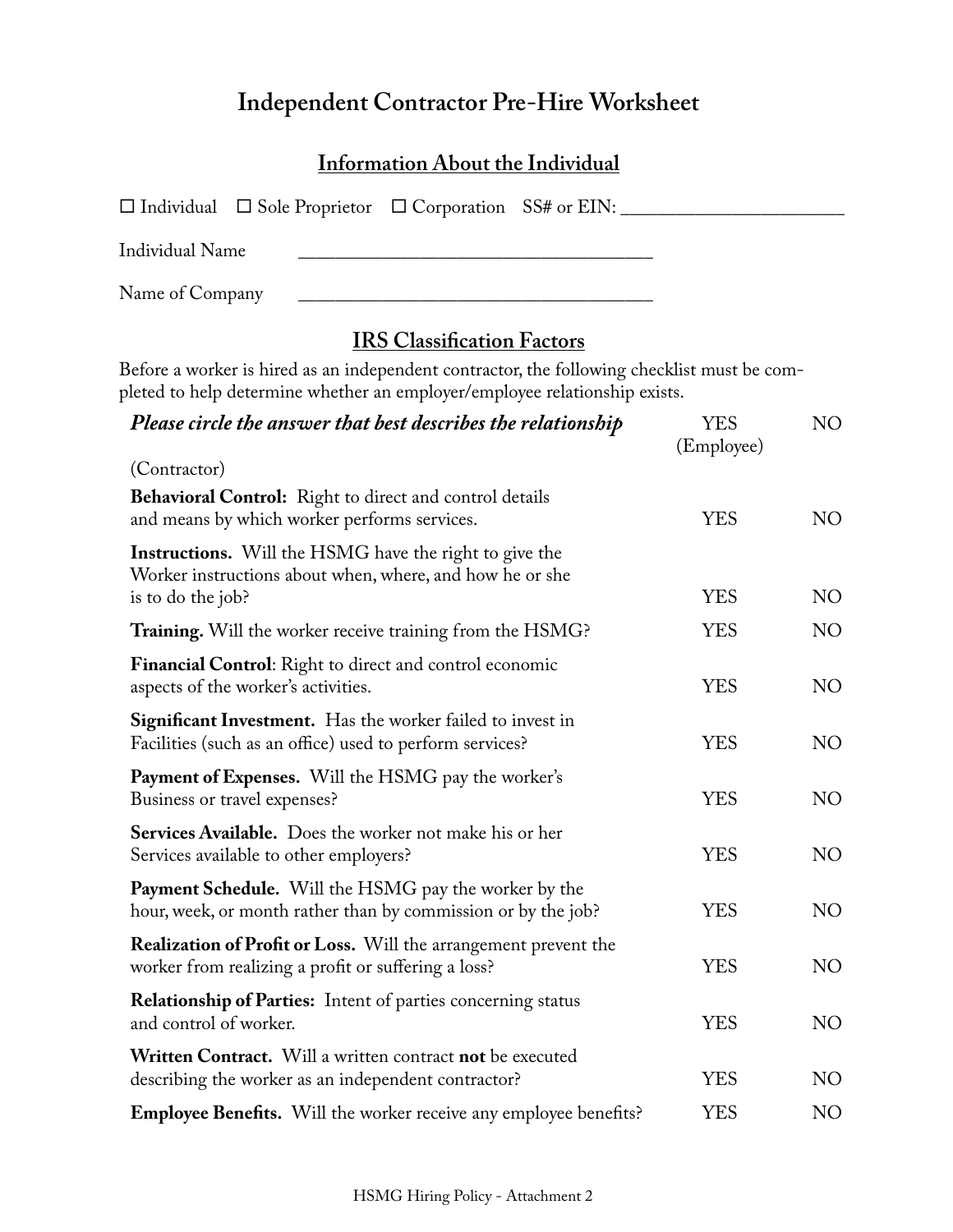# Independent Contractor Pre-Hire Worksheet

## Information About the Individual

☐ Individual ☐ Sole Proprietor ☐ Corporation SS# or EIN: ______________________

Individual Name ____________________________________

Name of Company ____________________________________

## IRS Classification Factors

Before a worker is hired as an independent contractor, the following checklist must be completed to help determine whether an employer/employee relationship exists.

| ***Please circle the answer that best describes the relationship*** (Contractor) | YES (Employee) | NO |
|---|---|---|
| **Behavioral Control:** Right to direct and control details and means by which worker performs services. | YES | NO |
| **Instructions.** Will the HSMG have the right to give the Worker instructions about when, where, and how he or she is to do the job? | YES | NO |
| **Training.** Will the worker receive training from the HSMG? | YES | NO |
| **Financial Control**: Right to direct and control economic aspects of the worker's activities. | YES | NO |
| **Significant Investment.** Has the worker failed to invest in Facilities (such as an office) used to perform services? | YES | NO |
| **Payment of Expenses.** Will the HSMG pay the worker's Business or travel expenses? | YES | NO |
| **Services Available.** Does the worker not make his or her Services available to other employers? | YES | NO |
| **Payment Schedule.** Will the HSMG pay the worker by the hour, week, or month rather than by commission or by the job? | YES | NO |
| **Realization of Profit or Loss.** Will the arrangement prevent the worker from realizing a profit or suffering a loss? | YES | NO |
| **Relationship of Parties:** Intent of parties concerning status and control of worker. | YES | NO |
| **Written Contract.** Will a written contract **not** be executed describing the worker as an independent contractor? | YES | NO |
| **Employee Benefits.** Will the worker receive any employee benefits? | YES | NO |

HSMG Hiring Policy - Attachment 2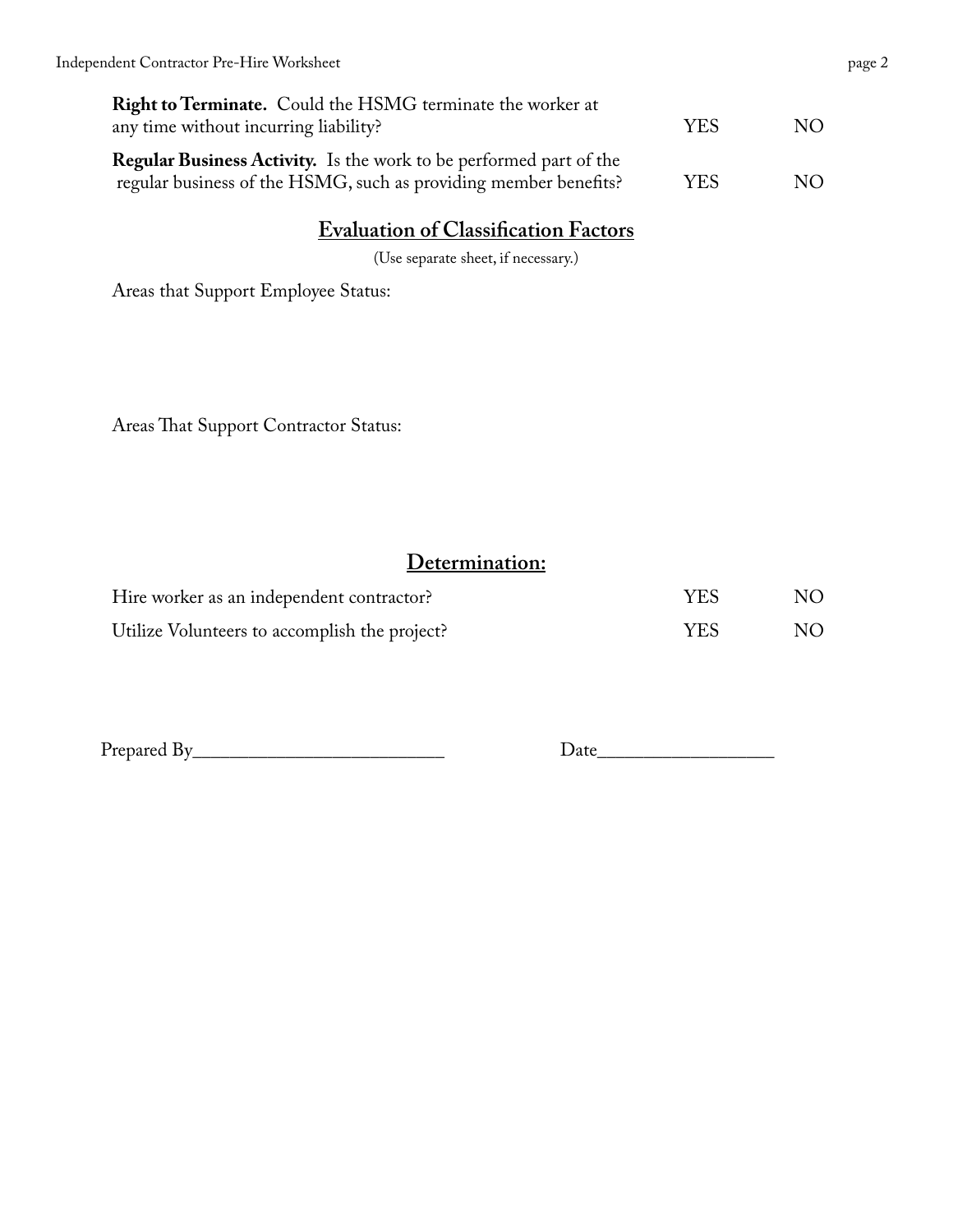**Right to Terminate.** Could the HSMG terminate the worker at any time without incurring liability? YES NO

**Regular Business Activity.** Is the work to be performed part of the regular business of the HSMG, such as providing member benefits? YES NO

## Evaluation of Classification Factors

(Use separate sheet, if necessary.)

Areas that Support Employee Status:

Areas That Support Contractor Status:

## Determination:

Hire worker as an independent contractor? YES NO

Utilize Volunteers to accomplish the project? YES NO

Prepared By__________________________ Date__________________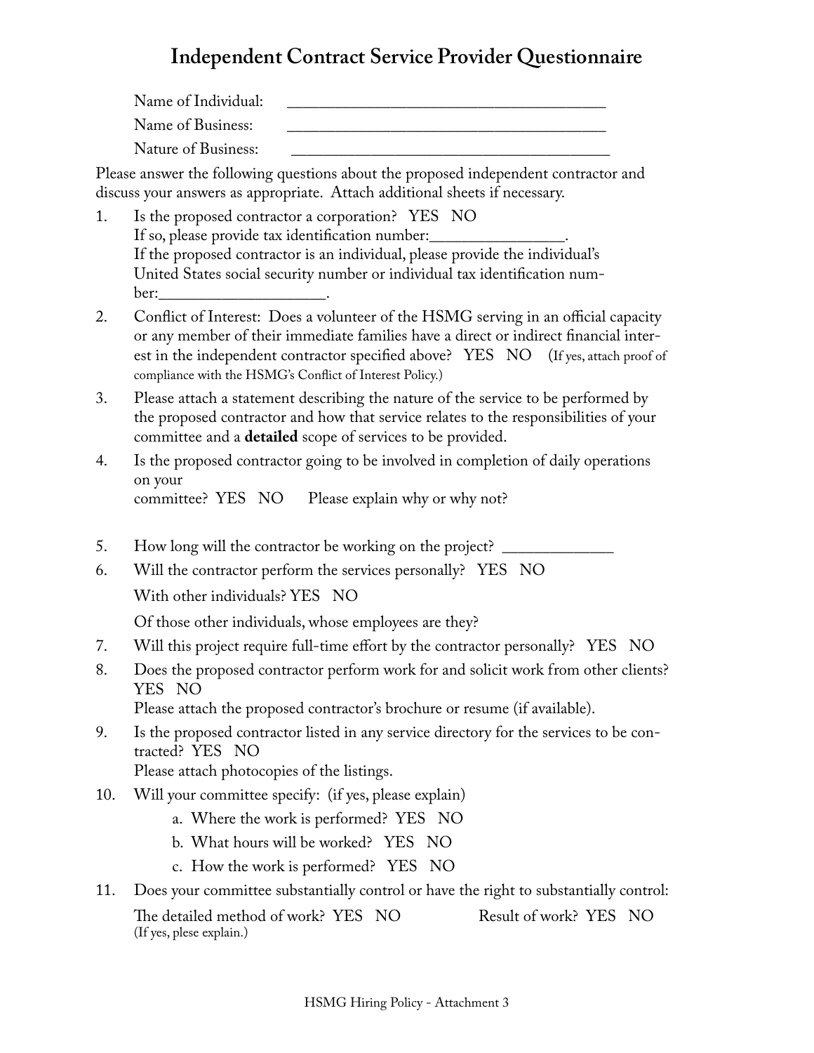# Independent Contract Service Provider Questionnaire

Name of Individual: ________________________________________

Name of Business: ________________________________________

Nature of Business: ________________________________________

Please answer the following questions about the proposed independent contractor and discuss your answers as appropriate. Attach additional sheets if necessary.

1. Is the proposed contractor a corporation? YES NO
   If so, please provide tax identification number:________________.
   If the proposed contractor is an individual, please provide the individual's United States social security number or individual tax identification number:____________________.
2. Conflict of Interest: Does a volunteer of the HSMG serving in an official capacity or any member of their immediate families have a direct or indirect financial interest in the independent contractor specified above? YES NO (If yes, attach proof of compliance with the HSMG's Conflict of Interest Policy.)
3. Please attach a statement describing the nature of the service to be performed by the proposed contractor and how that service relates to the responsibilities of your committee and a **detailed** scope of services to be provided.
4. Is the proposed contractor going to be involved in completion of daily operations on your
   committee? YES NO Please explain why or why not?
5. How long will the contractor be working on the project? _____________
6. Will the contractor perform the services personally? YES NO
   With other individuals? YES NO
   Of those other individuals, whose employees are they?
7. Will this project require full-time effort by the contractor personally? YES NO
8. Does the proposed contractor perform work for and solicit work from other clients? YES NO
   Please attach the proposed contractor's brochure or resume (if available).
9. Is the proposed contractor listed in any service directory for the services to be contracted? YES NO
   Please attach photocopies of the listings.
10. Will your committee specify: (if yes, please explain)
    a. Where the work is performed? YES NO
    b. What hours will be worked? YES NO
    c. How the work is performed? YES NO
11. Does your committee substantially control or have the right to substantially control:
    The detailed method of work? YES NO Result of work? YES NO
    (If yes, plese explain.)

HSMG Hiring Policy - Attachment 3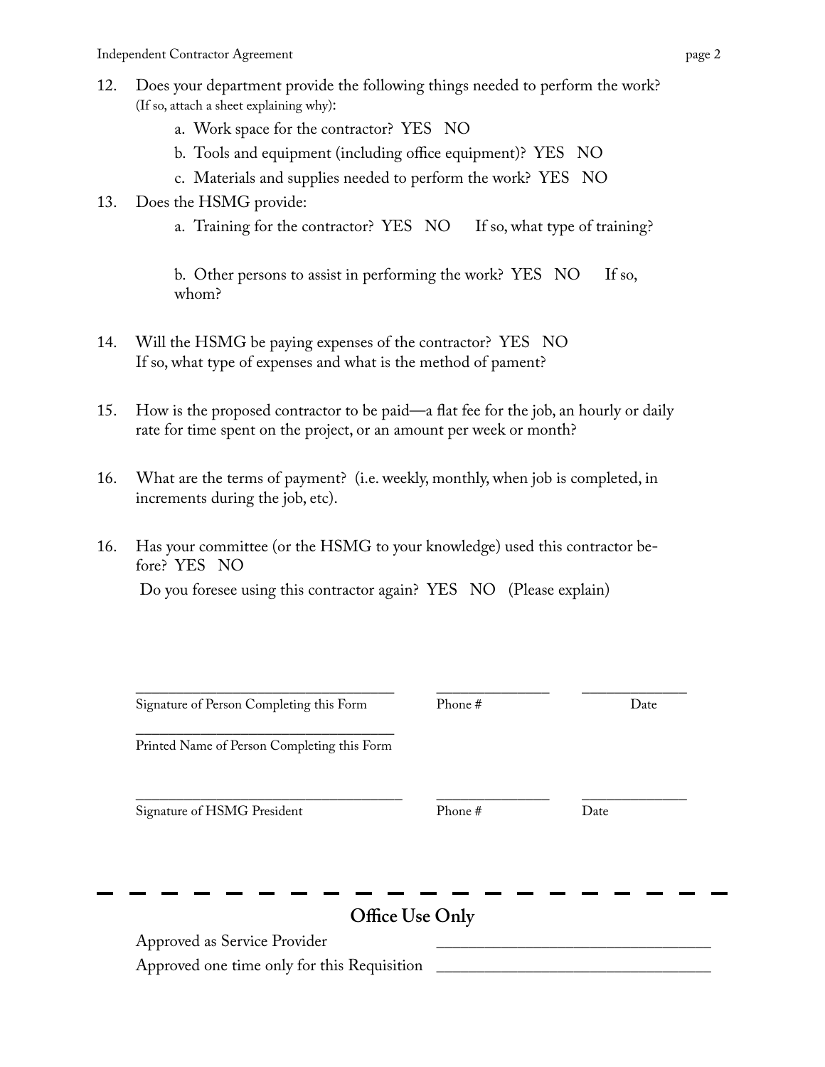12. Does your department provide the following things needed to perform the work? (If so, attach a sheet explaining why):
    a. Work space for the contractor? YES NO
    b. Tools and equipment (including office equipment)? YES NO
    c. Materials and supplies needed to perform the work? YES NO

13. Does the HSMG provide:
    a. Training for the contractor? YES NO If so, what type of training?

    b. Other persons to assist in performing the work? YES NO If so, whom?

14. Will the HSMG be paying expenses of the contractor? YES NO
    If so, what type of expenses and what is the method of pament?

15. How is the proposed contractor to be paid—a flat fee for the job, an hourly or daily rate for time spent on the project, or an amount per week or month?

16. What are the terms of payment? (i.e. weekly, monthly, when job is completed, in increments during the job, etc).

16. Has your committee (or the HSMG to your knowledge) used this contractor before? YES NO
    Do you foresee using this contractor again? YES NO (Please explain)

_________________________________ _______________ _______________
Signature of Person Completing this Form Phone # Date

_________________________________
Printed Name of Person Completing this Form

_________________________________ _______________ _______________
Signature of HSMG President Phone # Date

---

## Office Use Only

Approved as Service Provider _________________________________

Approved one time only for this Requisition _________________________________